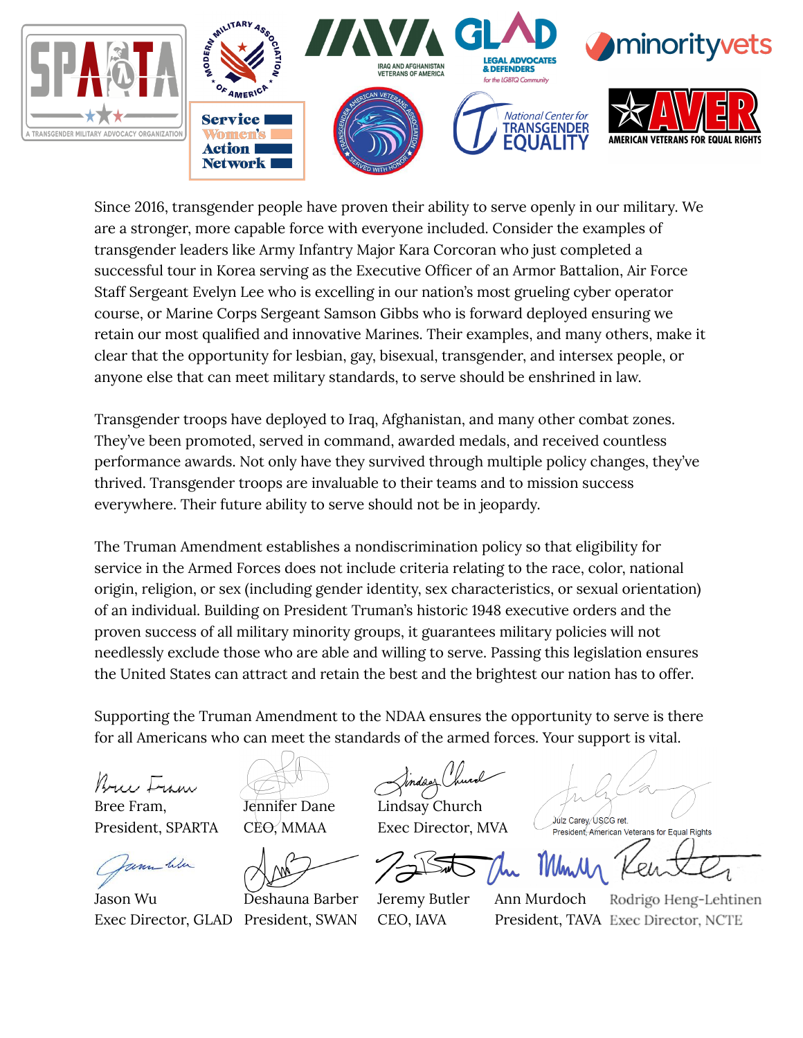SPARTA — A Transgender Military Advocacy Organization | Modern Military Association of America | IAVA — Iraq and Afghanistan Veterans of America | GLAD — Legal Advocates & Defenders for the LGBTQ Community | minorityvets | Service Women's Action Network | Transgender American Veterans Association — Served with Honor | National Center for Transgender Equality | AVER — American Veterans for Equal Rights

Since 2016, transgender people have proven their ability to serve openly in our military. We are a stronger, more capable force with everyone included. Consider the examples of transgender leaders like Army Infantry Major Kara Corcoran who just completed a successful tour in Korea serving as the Executive Officer of an Armor Battalion, Air Force Staff Sergeant Evelyn Lee who is excelling in our nation's most grueling cyber operator course, or Marine Corps Sergeant Samson Gibbs who is forward deployed ensuring we retain our most qualified and innovative Marines. Their examples, and many others, make it clear that the opportunity for lesbian, gay, bisexual, transgender, and intersex people, or anyone else that can meet military standards, to serve should be enshrined in law.

Transgender troops have deployed to Iraq, Afghanistan, and many other combat zones. They've been promoted, served in command, awarded medals, and received countless performance awards. Not only have they survived through multiple policy changes, they've thrived. Transgender troops are invaluable to their teams and to mission success everywhere. Their future ability to serve should not be in jeopardy.

The Truman Amendment establishes a nondiscrimination policy so that eligibility for service in the Armed Forces does not include criteria relating to the race, color, national origin, religion, or sex (including gender identity, sex characteristics, or sexual orientation) of an individual. Building on President Truman's historic 1948 executive orders and the proven success of all military minority groups, it guarantees military policies will not needlessly exclude those who are able and willing to serve. Passing this legislation ensures the United States can attract and retain the best and the brightest our nation has to offer.

Supporting the Truman Amendment to the NDAA ensures the opportunity to serve is there for all Americans who can meet the standards of the armed forces. Your support is vital.

Bree Fram,
President, SPARTA

Jennifer Dane
CEO, MMAA

Lindsay Church
Exec Director, MVA

Julz Carey, USCG ret.
President, American Veterans for Equal Rights

Jason Wu
Exec Director, GLAD

Deshauna Barber
President, SWAN

Jeremy Butler
CEO, IAVA

Ann Murdoch
President, TAVA

Rodrigo Heng-Lehtinen
Exec Director, NCTE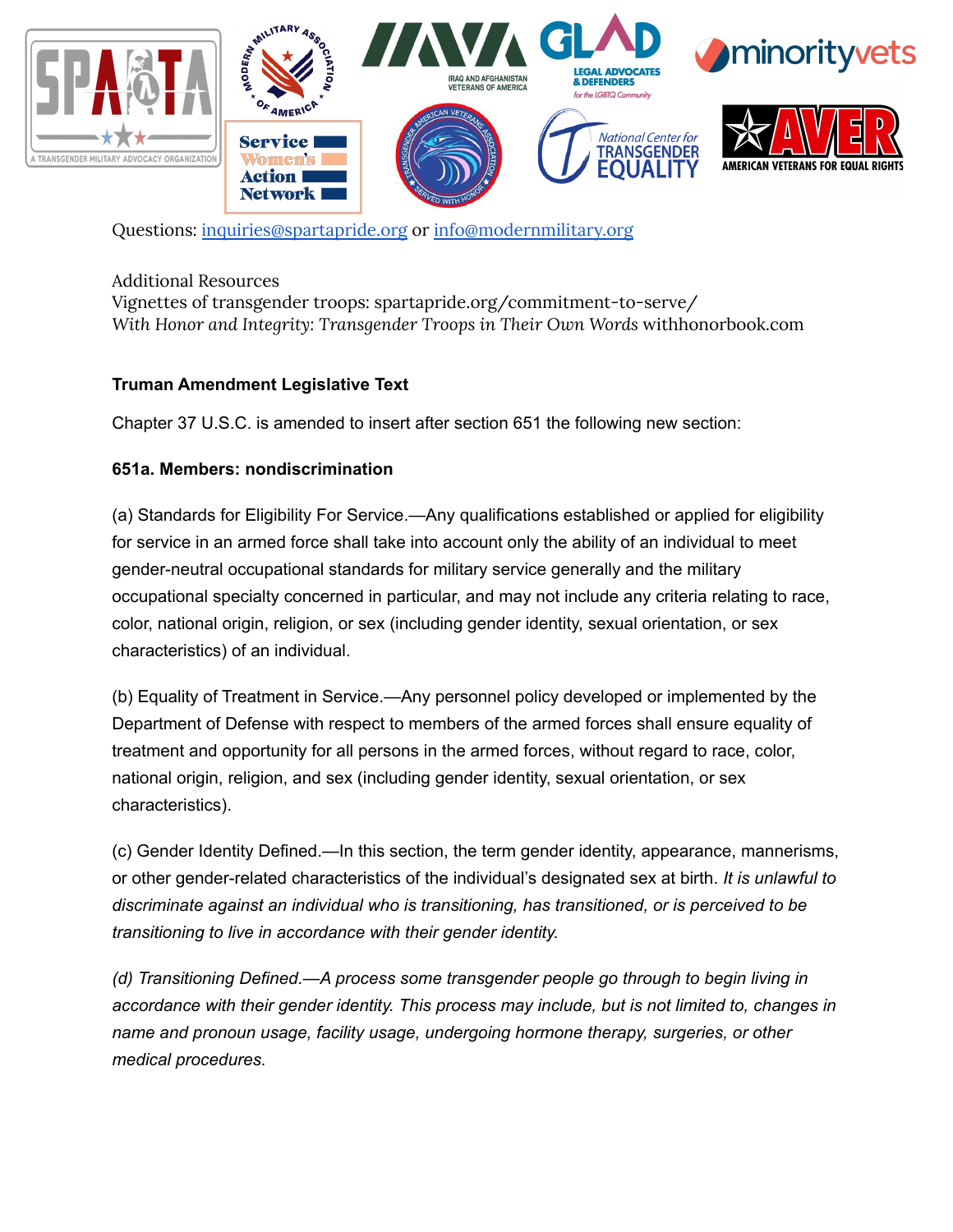Questions: inquiries@spartapride.org or info@modernmilitary.org

Additional Resources
Vignettes of transgender troops: spartapride.org/commitment-to-serve/
*With Honor and Integrity: Transgender Troops in Their Own Words* withhonorbook.com

**Truman Amendment Legislative Text**

Chapter 37 U.S.C. is amended to insert after section 651 the following new section:

**651a. Members: nondiscrimination**

(a) Standards for Eligibility For Service.—Any qualifications established or applied for eligibility for service in an armed force shall take into account only the ability of an individual to meet gender-neutral occupational standards for military service generally and the military occupational specialty concerned in particular, and may not include any criteria relating to race, color, national origin, religion, or sex (including gender identity, sexual orientation, or sex characteristics) of an individual.

(b) Equality of Treatment in Service.—Any personnel policy developed or implemented by the Department of Defense with respect to members of the armed forces shall ensure equality of treatment and opportunity for all persons in the armed forces, without regard to race, color, national origin, religion, and sex (including gender identity, sexual orientation, or sex characteristics).

(c) Gender Identity Defined.—In this section, the term gender identity, appearance, mannerisms, or other gender-related characteristics of the individual's designated sex at birth. *It is unlawful to discriminate against an individual who is transitioning, has transitioned, or is perceived to be transitioning to live in accordance with their gender identity.*

*(d) Transitioning Defined.—A process some transgender people go through to begin living in accordance with their gender identity. This process may include, but is not limited to, changes in name and pronoun usage, facility usage, undergoing hormone therapy, surgeries, or other medical procedures.*